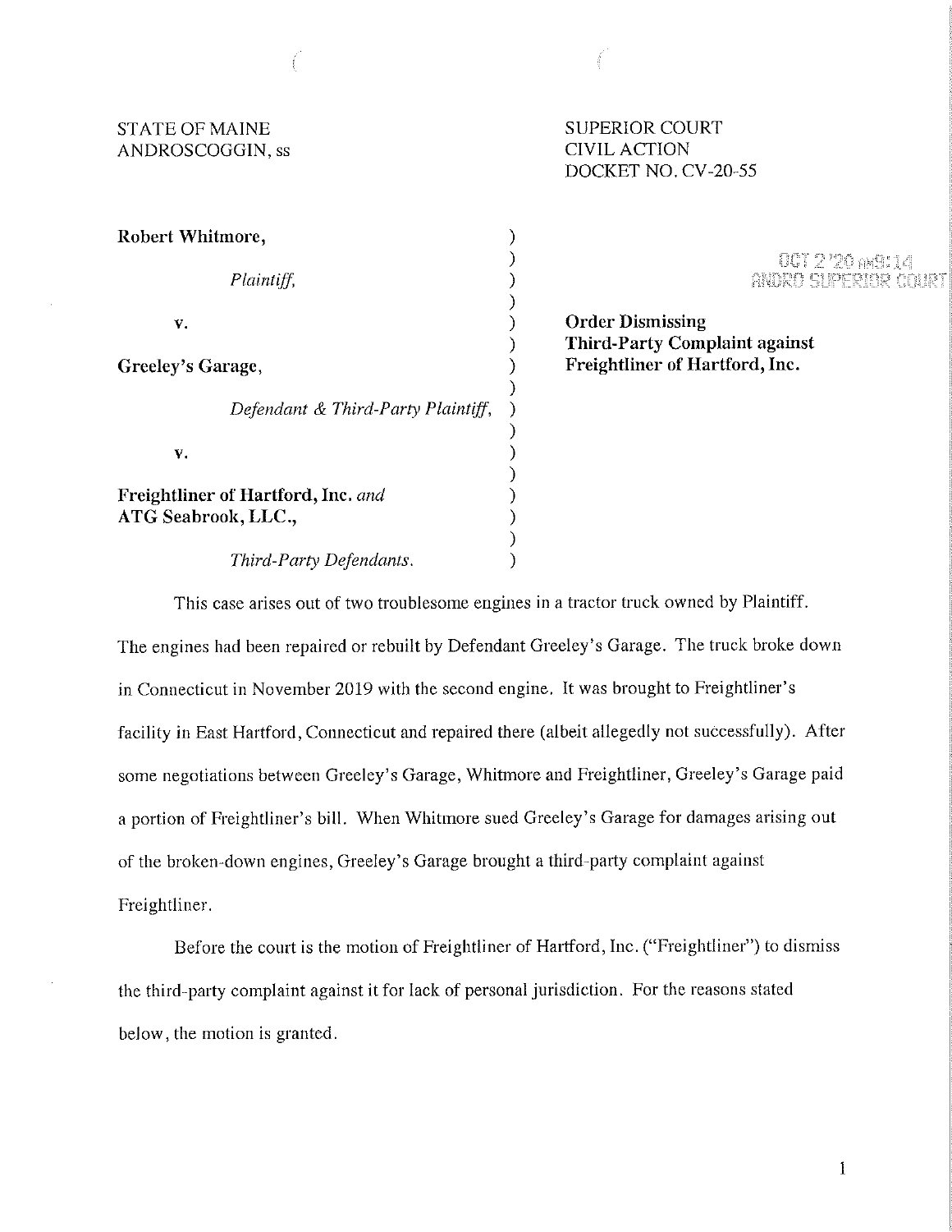STATE OF MAINE
ANDROSCOGGIN, ss

SUPERIOR COURT
CIVIL ACTION
DOCKET NO. CV-20-55

**Robert Whitmore,**

*Plaintiff,*

v.

**Greeley's Garage,**

*Defendant & Third-Party Plaintiff,*

v.

**Freightliner of Hartford, Inc.** *and* **ATG Seabrook, LLC.,**

*Third-Party Defendants.*

OCT 2 '20 AM9:14
ANDRO SUPERIOR COURT

**Order Dismissing Third-Party Complaint against Freightliner of Hartford, Inc.**

This case arises out of two troublesome engines in a tractor truck owned by Plaintiff. The engines had been repaired or rebuilt by Defendant Greeley's Garage. The truck broke down in Connecticut in November 2019 with the second engine. It was brought to Freightliner's facility in East Hartford, Connecticut and repaired there (albeit allegedly not successfully). After some negotiations between Greeley's Garage, Whitmore and Freightliner, Greeley's Garage paid a portion of Freightliner's bill. When Whitmore sued Greeley's Garage for damages arising out of the broken-down engines, Greeley's Garage brought a third-party complaint against Freightliner.

Before the court is the motion of Freightliner of Hartford, Inc. ("Freightliner") to dismiss the third-party complaint against it for lack of personal jurisdiction. For the reasons stated below, the motion is granted.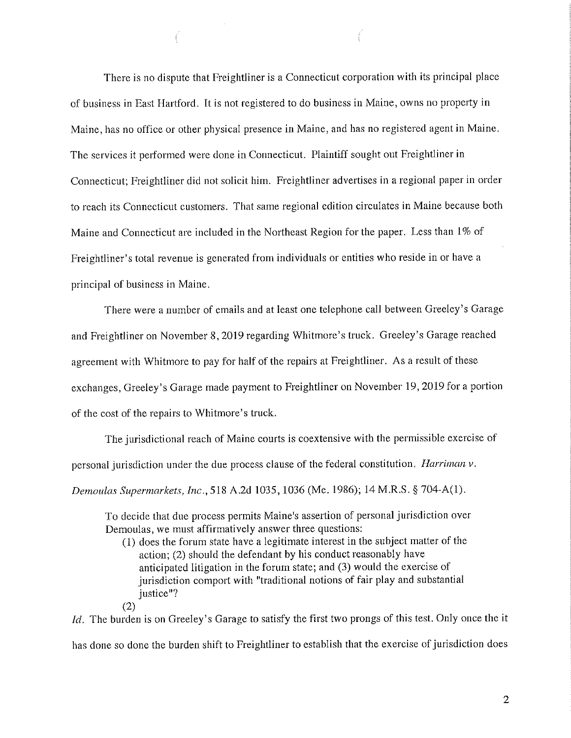There is no dispute that Freightliner is a Connecticut corporation with its principal place of business in East Hartford. It is not registered to do business in Maine, owns no property in Maine, has no office or other physical presence in Maine, and has no registered agent in Maine. The services it performed were done in Connecticut. Plaintiff sought out Freightliner in Connecticut; Freightliner did not solicit him. Freightliner advertises in a regional paper in order to reach its Connecticut customers. That same regional edition circulates in Maine because both Maine and Connecticut are included in the Northeast Region for the paper. Less than 1% of Freightliner's total revenue is generated from individuals or entities who reside in or have a principal of business in Maine.

There were a number of emails and at least one telephone call between Greeley's Garage and Freightliner on November 8, 2019 regarding Whitmore's truck. Greeley's Garage reached agreement with Whitmore to pay for half of the repairs at Freightliner. As a result of these exchanges, Greeley's Garage made payment to Freightliner on November 19, 2019 for a portion of the cost of the repairs to Whitmore's truck.

The jurisdictional reach of Maine courts is coextensive with the permissible exercise of personal jurisdiction under the due process clause of the federal constitution. *Harriman v. Demoulas Supermarkets, Inc.*, 518 A.2d 1035, 1036 (Me. 1986); 14 M.R.S. § 704-A(1).

> To decide that due process permits Maine's assertion of personal jurisdiction over Demoulas, we must affirmatively answer three questions:
>
> (1) does the forum state have a legitimate interest in the subject matter of the action; (2) should the defendant by his conduct reasonably have anticipated litigation in the forum state; and (3) would the exercise of jurisdiction comport with "traditional notions of fair play and substantial justice"?
>
> (2)

*Id.* The burden is on Greeley's Garage to satisfy the first two prongs of this test. Only once the it has done so done the burden shift to Freightliner to establish that the exercise of jurisdiction does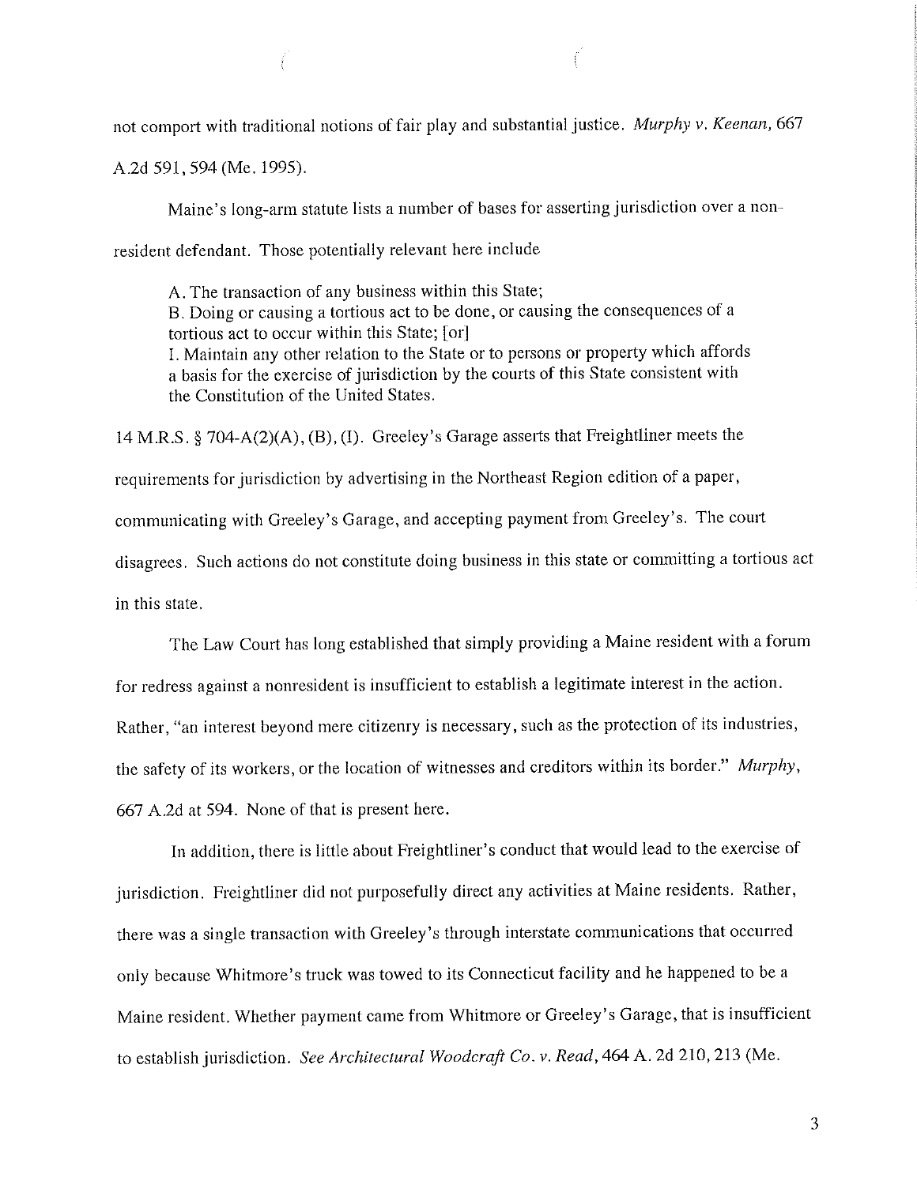not comport with traditional notions of fair play and substantial justice. *Murphy v. Keenan*, 667 A.2d 591, 594 (Me. 1995).

Maine's long-arm statute lists a number of bases for asserting jurisdiction over a non-resident defendant. Those potentially relevant here include

> A. The transaction of any business within this State;
> B. Doing or causing a tortious act to be done, or causing the consequences of a tortious act to occur within this State; [or]
> I. Maintain any other relation to the State or to persons or property which affords a basis for the exercise of jurisdiction by the courts of this State consistent with the Constitution of the United States.

14 M.R.S. § 704-A(2)(A), (B), (I). Greeley's Garage asserts that Freightliner meets the requirements for jurisdiction by advertising in the Northeast Region edition of a paper, communicating with Greeley's Garage, and accepting payment from Greeley's. The court disagrees. Such actions do not constitute doing business in this state or committing a tortious act in this state.

The Law Court has long established that simply providing a Maine resident with a forum for redress against a nonresident is insufficient to establish a legitimate interest in the action. Rather, "an interest beyond mere citizenry is necessary, such as the protection of its industries, the safety of its workers, or the location of witnesses and creditors within its border." *Murphy*, 667 A.2d at 594. None of that is present here.

In addition, there is little about Freightliner's conduct that would lead to the exercise of jurisdiction. Freightliner did not purposefully direct any activities at Maine residents. Rather, there was a single transaction with Greeley's through interstate communications that occurred only because Whitmore's truck was towed to its Connecticut facility and he happened to be a Maine resident. Whether payment came from Whitmore or Greeley's Garage, that is insufficient to establish jurisdiction. *See Architectural Woodcraft Co. v. Read*, 464 A. 2d 210, 213 (Me.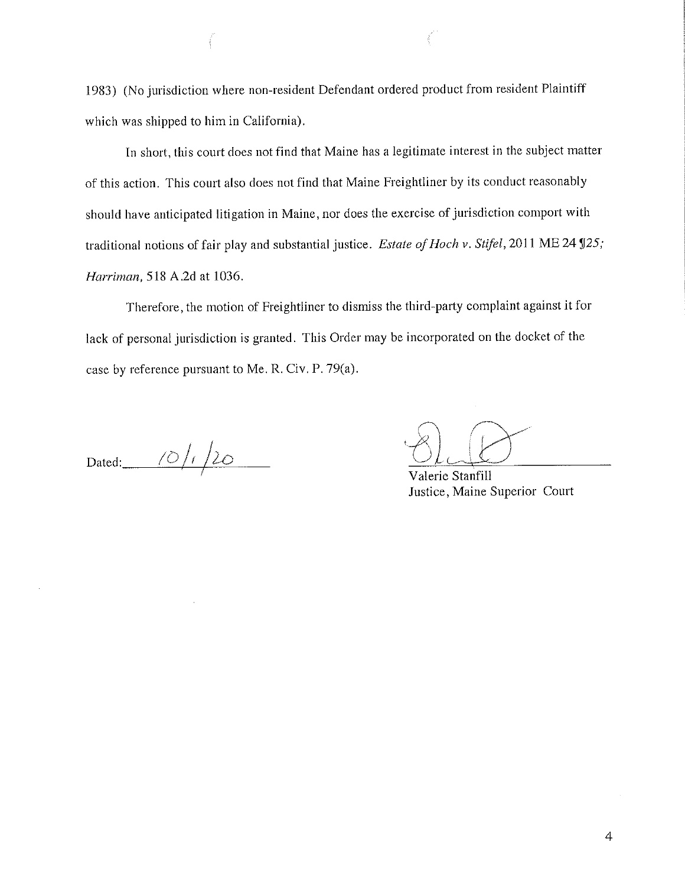1983) (No jurisdiction where non-resident Defendant ordered product from resident Plaintiff which was shipped to him in California).

In short, this court does not find that Maine has a legitimate interest in the subject matter of this action. This court also does not find that Maine Freightliner by its conduct reasonably should have anticipated litigation in Maine, nor does the exercise of jurisdiction comport with traditional notions of fair play and substantial justice. *Estate of Hoch v. Stifel*, 2011 ME 24 ¶25; *Harriman*, 518 A.2d at 1036.

Therefore, the motion of Freightliner to dismiss the third-party complaint against it for lack of personal jurisdiction is granted. This Order may be incorporated on the docket of the case by reference pursuant to Me. R. Civ. P. 79(a).

Dated: 10/1/20

Valerie Stanfill
Justice, Maine Superior Court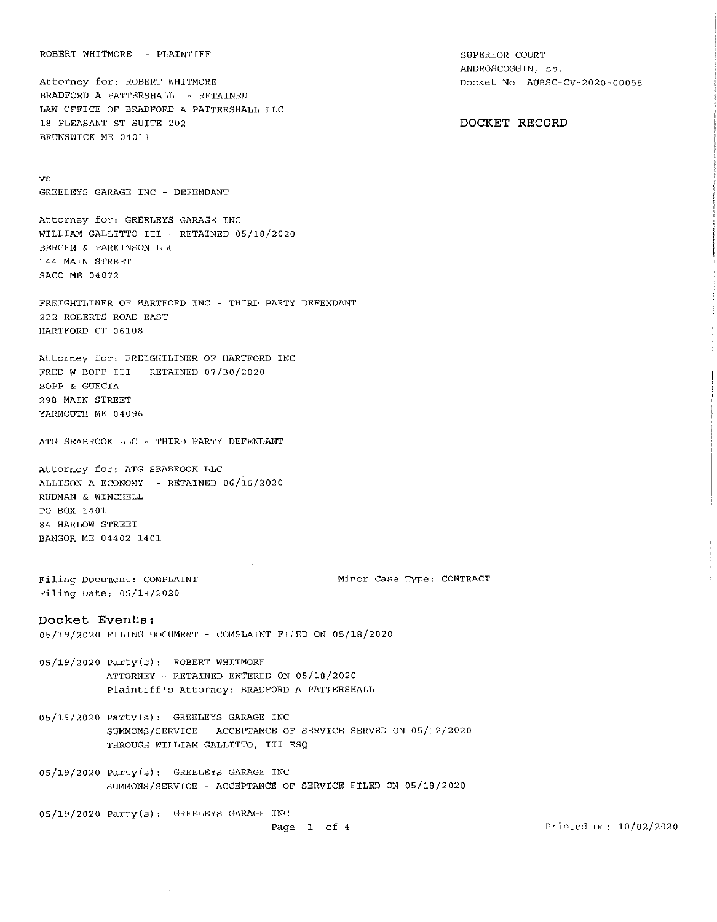ROBERT WHITMORE - PLAINTIFF

Attorney for: ROBERT WHITMORE
BRADFORD A PATTERSHALL - RETAINED
LAW OFFICE OF BRADFORD A PATTERSHALL LLC
18 PLEASANT ST SUITE 202
BRUNSWICK ME 04011

SUPERIOR COURT
ANDROSCOGGIN, ss.
Docket No AUBSC-CV-2020-00055

## DOCKET RECORD

vs

GREELEYS GARAGE INC - DEFENDANT

Attorney for: GREELEYS GARAGE INC
WILLIAM GALLITTO III - RETAINED 05/18/2020
BERGEN & PARKINSON LLC
144 MAIN STREET
SACO ME 04072

FREIGHTLINER OF HARTFORD INC - THIRD PARTY DEFENDANT
222 ROBERTS ROAD EAST
HARTFORD CT 06108

Attorney for: FREIGHTLINER OF HARTFORD INC
FRED W BOPP III - RETAINED 07/30/2020
BOPP & GUECIA
298 MAIN STREET
YARMOUTH ME 04096

ATG SEABROOK LLC - THIRD PARTY DEFENDANT

Attorney for: ATG SEABROOK LLC
ALLISON A ECONOMY - RETAINED 06/16/2020
RUDMAN & WINCHELL
PO BOX 1401
84 HARLOW STREET
BANGOR ME 04402-1401

Filing Document: COMPLAINT
Filing Date: 05/18/2020

Minor Case Type: CONTRACT

### Docket Events:

05/19/2020 FILING DOCUMENT - COMPLAINT FILED ON 05/18/2020

05/19/2020 Party(s): ROBERT WHITMORE
ATTORNEY - RETAINED ENTERED ON 05/18/2020
Plaintiff's Attorney: BRADFORD A PATTERSHALL

05/19/2020 Party(s): GREELEYS GARAGE INC
SUMMONS/SERVICE - ACCEPTANCE OF SERVICE SERVED ON 05/12/2020
THROUGH WILLIAM GALLITTO, III ESQ

05/19/2020 Party(s): GREELEYS GARAGE INC
SUMMONS/SERVICE - ACCEPTANCE OF SERVICE FILED ON 05/18/2020

05/19/2020 Party(s): GREELEYS GARAGE INC

Printed on: 10/02/2020